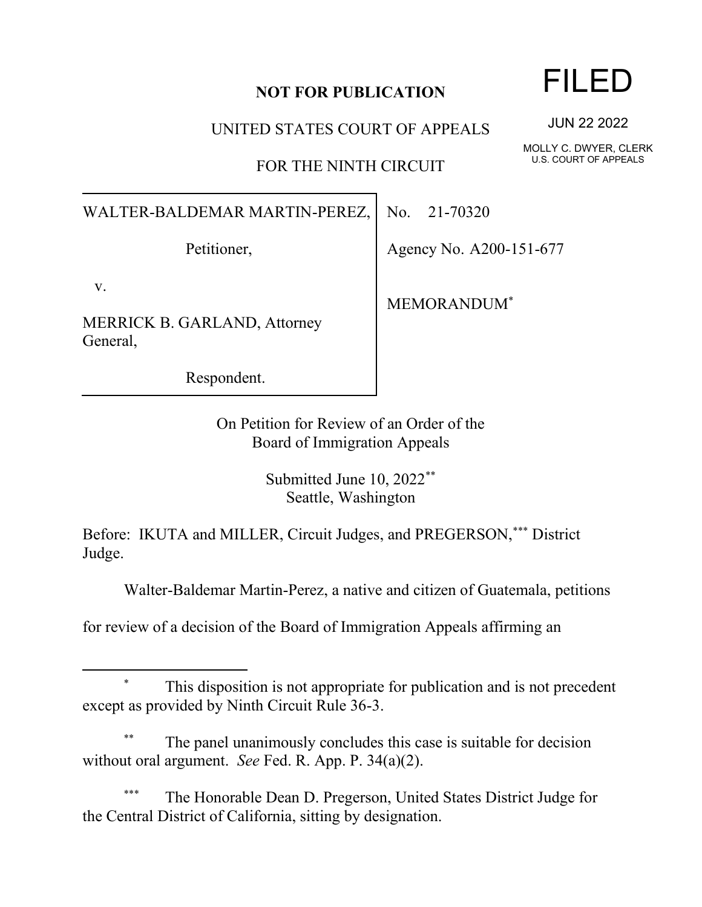**NOT FOR PUBLICATION**

FILED

JUN 22 2022

MOLLY C. DWYER, CLERK
U.S. COURT OF APPEALS

UNITED STATES COURT OF APPEALS

FOR THE NINTH CIRCUIT

| | |
|---|---|
| WALTER-BALDEMAR MARTIN-PEREZ, Petitioner, v. MERRICK B. GARLAND, Attorney General, Respondent. | No. 21-70320 Agency No. A200-151-677 MEMORANDUM* |

On Petition for Review of an Order of the
Board of Immigration Appeals

Submitted June 10, 2022**
Seattle, Washington

Before: IKUTA and MILLER, Circuit Judges, and PREGERSON,*** District Judge.

Walter-Baldemar Martin-Perez, a native and citizen of Guatemala, petitions for review of a decision of the Board of Immigration Appeals affirming an

---

\* This disposition is not appropriate for publication and is not precedent except as provided by Ninth Circuit Rule 36-3.

\*\* The panel unanimously concludes this case is suitable for decision without oral argument. *See* Fed. R. App. P. 34(a)(2).

\*\*\* The Honorable Dean D. Pregerson, United States District Judge for the Central District of California, sitting by designation.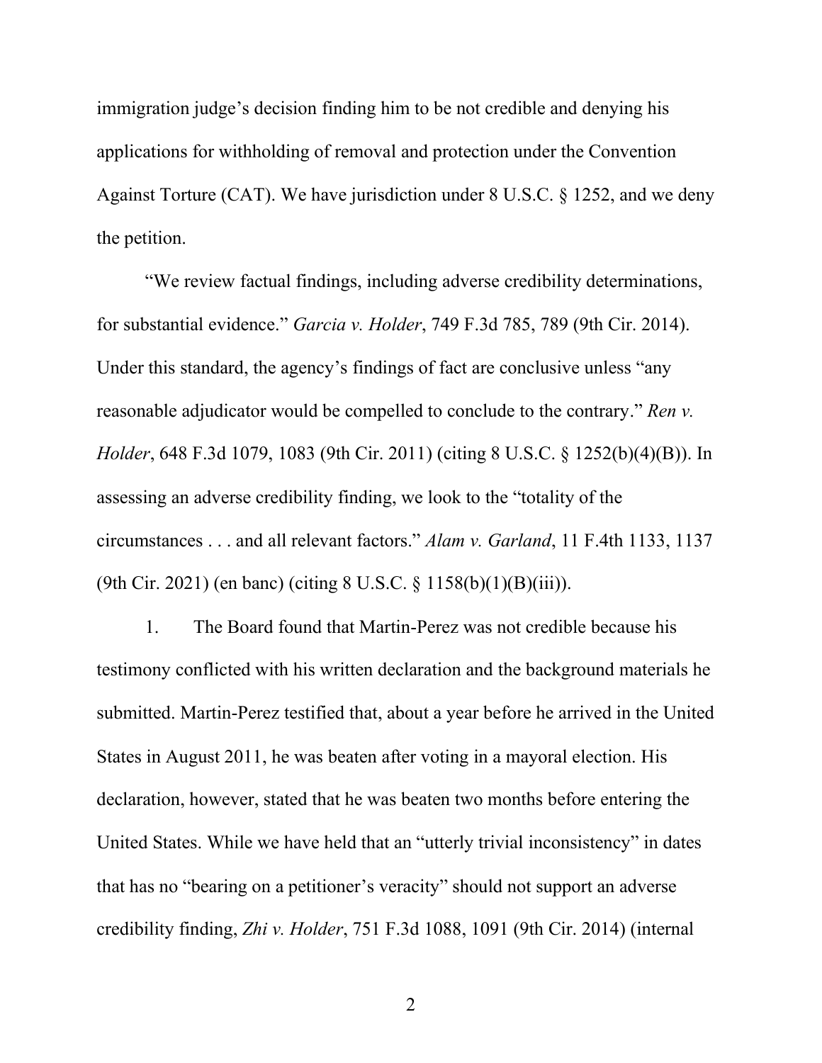immigration judge's decision finding him to be not credible and denying his applications for withholding of removal and protection under the Convention Against Torture (CAT). We have jurisdiction under 8 U.S.C. § 1252, and we deny the petition.

"We review factual findings, including adverse credibility determinations, for substantial evidence." *Garcia v. Holder*, 749 F.3d 785, 789 (9th Cir. 2014). Under this standard, the agency's findings of fact are conclusive unless "any reasonable adjudicator would be compelled to conclude to the contrary." *Ren v. Holder*, 648 F.3d 1079, 1083 (9th Cir. 2011) (citing 8 U.S.C. § 1252(b)(4)(B)). In assessing an adverse credibility finding, we look to the "totality of the circumstances . . . and all relevant factors." *Alam v. Garland*, 11 F.4th 1133, 1137 (9th Cir. 2021) (en banc) (citing 8 U.S.C. § 1158(b)(1)(B)(iii)).

1. The Board found that Martin-Perez was not credible because his testimony conflicted with his written declaration and the background materials he submitted. Martin-Perez testified that, about a year before he arrived in the United States in August 2011, he was beaten after voting in a mayoral election. His declaration, however, stated that he was beaten two months before entering the United States. While we have held that an "utterly trivial inconsistency" in dates that has no "bearing on a petitioner's veracity" should not support an adverse credibility finding, *Zhi v. Holder*, 751 F.3d 1088, 1091 (9th Cir. 2014) (internal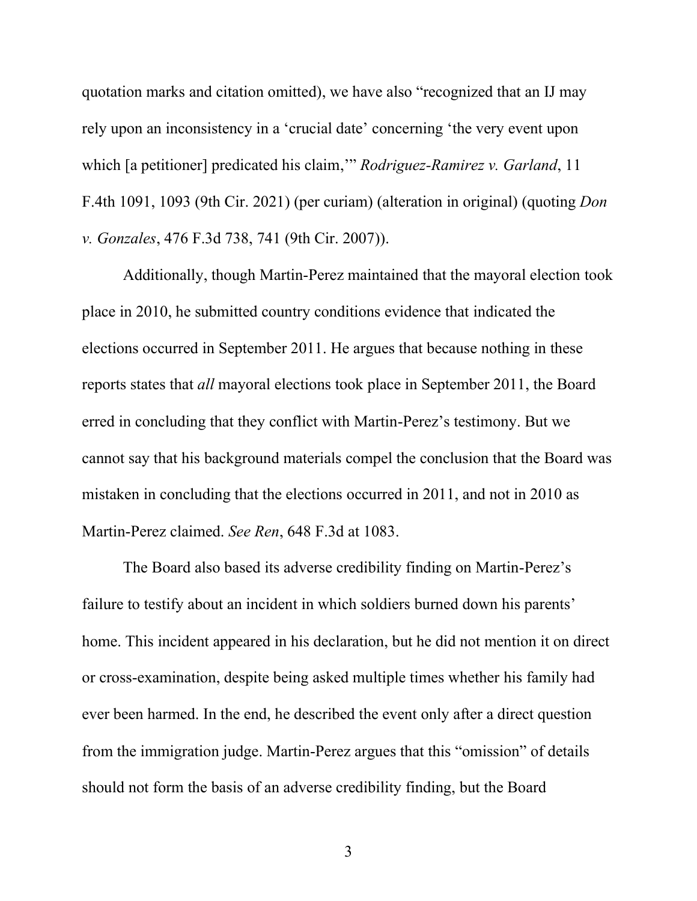quotation marks and citation omitted), we have also "recognized that an IJ may rely upon an inconsistency in a 'crucial date' concerning 'the very event upon which [a petitioner] predicated his claim,'" *Rodriguez-Ramirez v. Garland*, 11 F.4th 1091, 1093 (9th Cir. 2021) (per curiam) (alteration in original) (quoting *Don v. Gonzales*, 476 F.3d 738, 741 (9th Cir. 2007)).

Additionally, though Martin-Perez maintained that the mayoral election took place in 2010, he submitted country conditions evidence that indicated the elections occurred in September 2011. He argues that because nothing in these reports states that *all* mayoral elections took place in September 2011, the Board erred in concluding that they conflict with Martin-Perez's testimony. But we cannot say that his background materials compel the conclusion that the Board was mistaken in concluding that the elections occurred in 2011, and not in 2010 as Martin-Perez claimed. *See Ren*, 648 F.3d at 1083.

The Board also based its adverse credibility finding on Martin-Perez's failure to testify about an incident in which soldiers burned down his parents' home. This incident appeared in his declaration, but he did not mention it on direct or cross-examination, despite being asked multiple times whether his family had ever been harmed. In the end, he described the event only after a direct question from the immigration judge. Martin-Perez argues that this "omission" of details should not form the basis of an adverse credibility finding, but the Board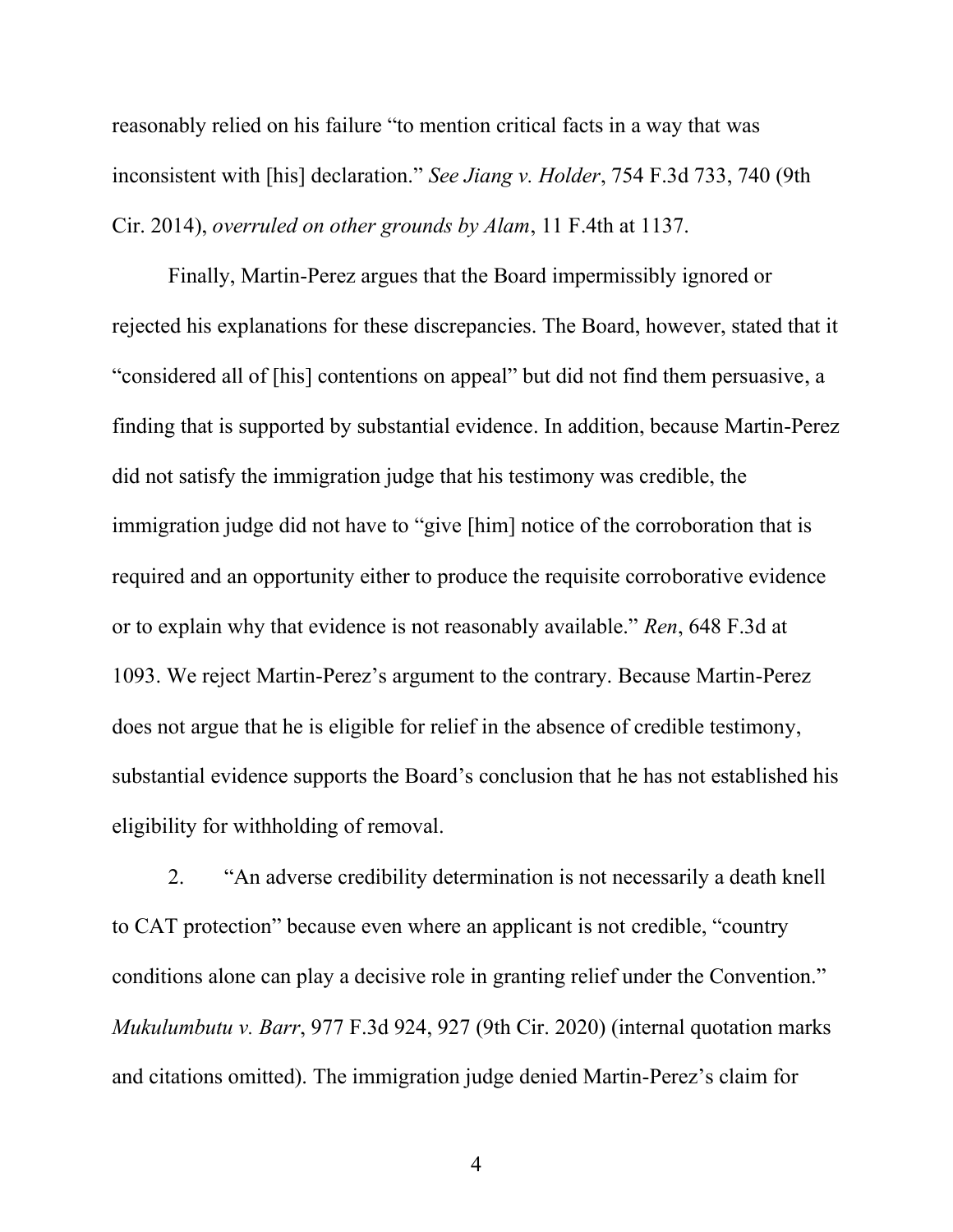reasonably relied on his failure "to mention critical facts in a way that was inconsistent with [his] declaration." *See Jiang v. Holder*, 754 F.3d 733, 740 (9th Cir. 2014), *overruled on other grounds by Alam*, 11 F.4th at 1137.

Finally, Martin-Perez argues that the Board impermissibly ignored or rejected his explanations for these discrepancies. The Board, however, stated that it "considered all of [his] contentions on appeal" but did not find them persuasive, a finding that is supported by substantial evidence. In addition, because Martin-Perez did not satisfy the immigration judge that his testimony was credible, the immigration judge did not have to "give [him] notice of the corroboration that is required and an opportunity either to produce the requisite corroborative evidence or to explain why that evidence is not reasonably available." *Ren*, 648 F.3d at 1093. We reject Martin-Perez's argument to the contrary. Because Martin-Perez does not argue that he is eligible for relief in the absence of credible testimony, substantial evidence supports the Board's conclusion that he has not established his eligibility for withholding of removal.

2. "An adverse credibility determination is not necessarily a death knell to CAT protection" because even where an applicant is not credible, "country conditions alone can play a decisive role in granting relief under the Convention." *Mukulumbutu v. Barr*, 977 F.3d 924, 927 (9th Cir. 2020) (internal quotation marks and citations omitted). The immigration judge denied Martin-Perez's claim for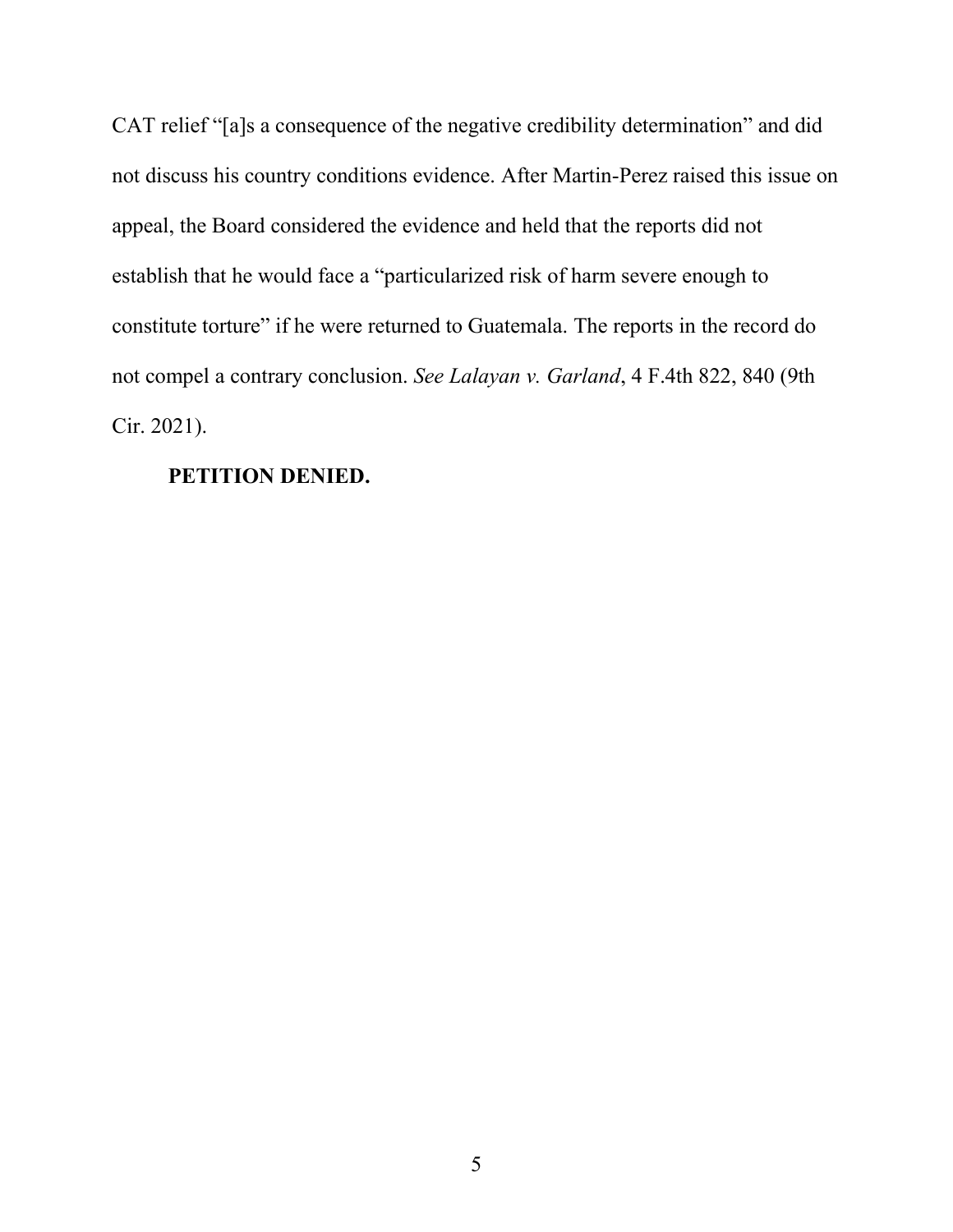CAT relief "[a]s a consequence of the negative credibility determination" and did not discuss his country conditions evidence. After Martin-Perez raised this issue on appeal, the Board considered the evidence and held that the reports did not establish that he would face a "particularized risk of harm severe enough to constitute torture" if he were returned to Guatemala. The reports in the record do not compel a contrary conclusion. *See Lalayan v. Garland*, 4 F.4th 822, 840 (9th Cir. 2021).

**PETITION DENIED.**